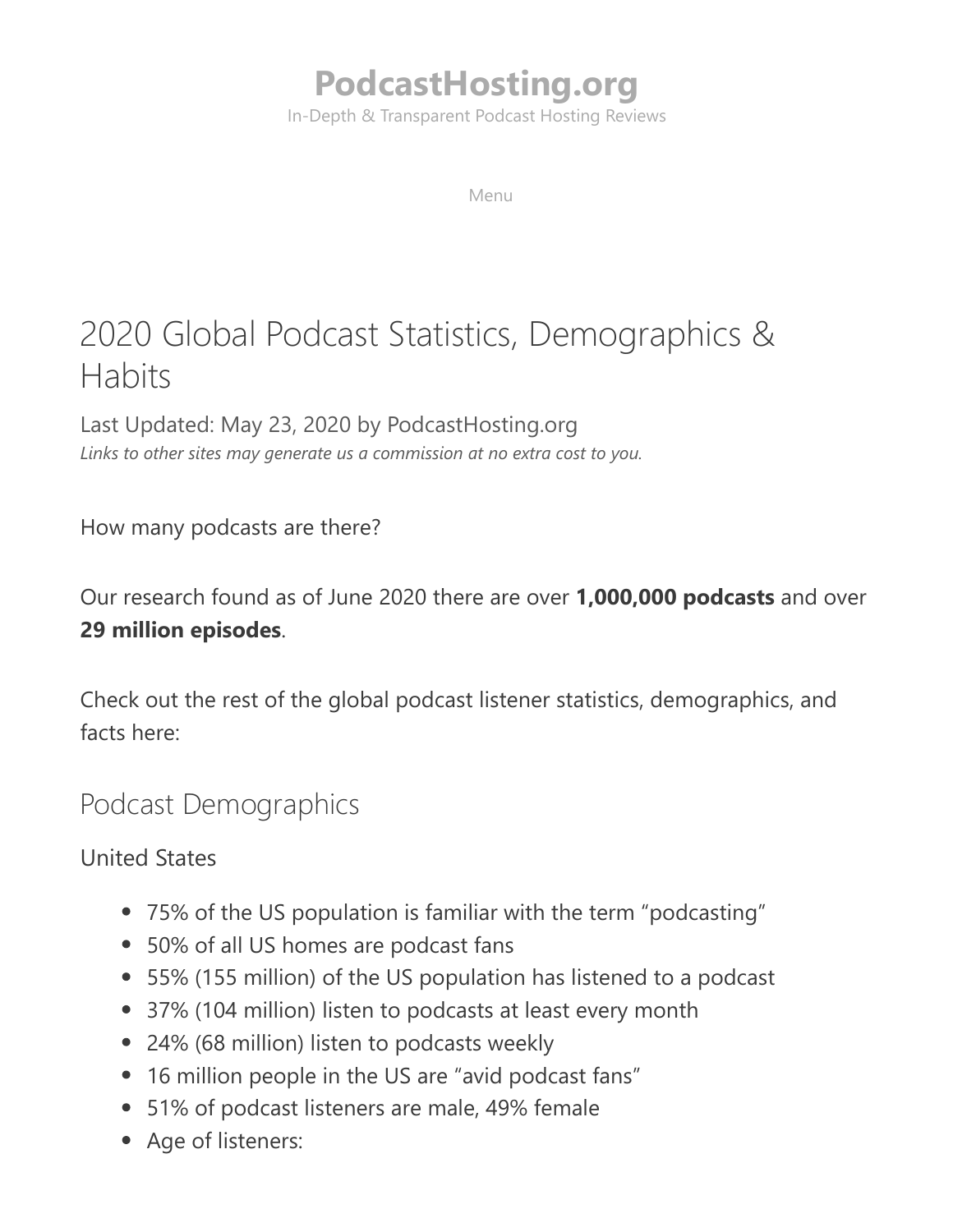# PodcastHosting.org

In-Depth & Transparent Podcast Hosting Reviews

Menu

# 2020 Global Podcast Statistics, Demographics & Habits

Last Updated: May 23, 2020 by PodcastHosting.org

*Links to other sites may generate us a commission at no extra cost to you.*

How many podcasts are there?

Our research found as of June 2020 there are over **1,000,000 podcasts** and over **29 million episodes**.

Check out the rest of the global podcast listener statistics, demographics, and facts here:

## Podcast Demographics

United States

- 75% of the US population is familiar with the term "podcasting"
- 50% of all US homes are podcast fans
- 55% (155 million) of the US population has listened to a podcast
- 37% (104 million) listen to podcasts at least every month
- 24% (68 million) listen to podcasts weekly
- 16 million people in the US are "avid podcast fans"
- 51% of podcast listeners are male, 49% female
- Age of listeners: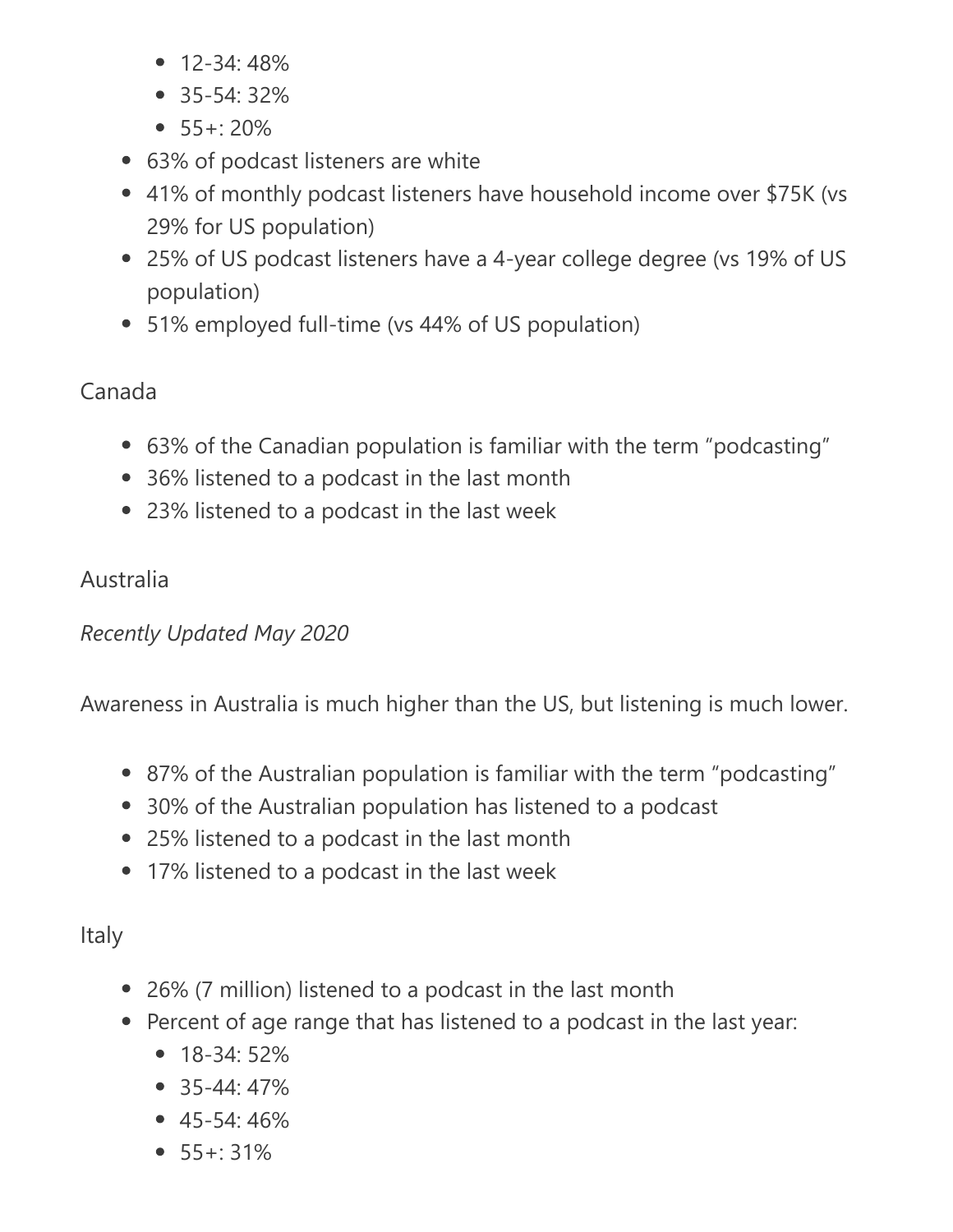- 12-34: 48%
  - 35-54: 32%
  - 55+: 20%
- 63% of podcast listeners are white
- 41% of monthly podcast listeners have household income over $75K (vs 29% for US population)
- 25% of US podcast listeners have a 4-year college degree (vs 19% of US population)
- 51% employed full-time (vs 44% of US population)

Canada

- 63% of the Canadian population is familiar with the term "podcasting"
- 36% listened to a podcast in the last month
- 23% listened to a podcast in the last week

Australia

*Recently Updated May 2020*

Awareness in Australia is much higher than the US, but listening is much lower.

- 87% of the Australian population is familiar with the term "podcasting"
- 30% of the Australian population has listened to a podcast
- 25% listened to a podcast in the last month
- 17% listened to a podcast in the last week

Italy

- 26% (7 million) listened to a podcast in the last month
- Percent of age range that has listened to a podcast in the last year:
  - 18-34: 52%
  - 35-44: 47%
  - 45-54: 46%
  - 55+: 31%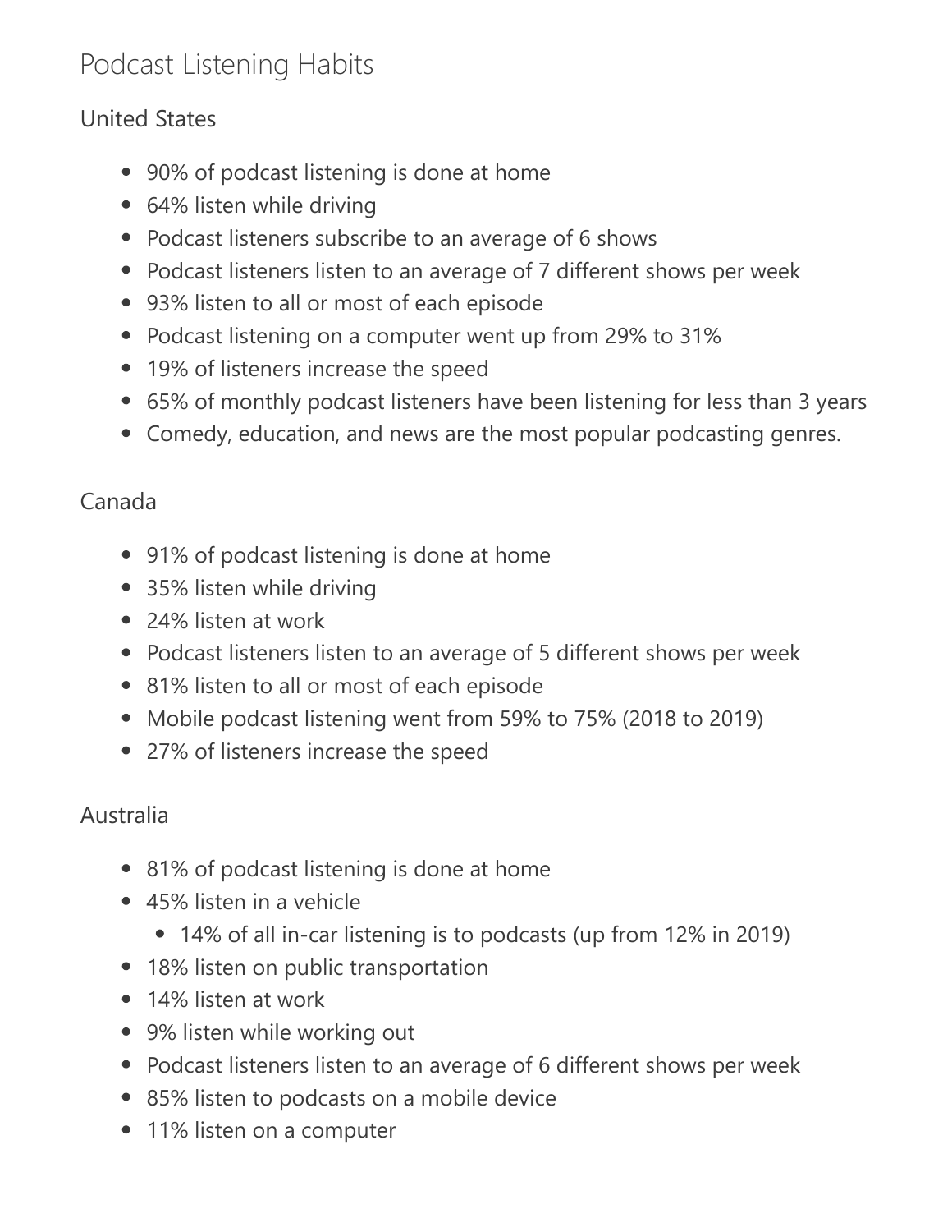# Podcast Listening Habits

## United States

- 90% of podcast listening is done at home
- 64% listen while driving
- Podcast listeners subscribe to an average of 6 shows
- Podcast listeners listen to an average of 7 different shows per week
- 93% listen to all or most of each episode
- Podcast listening on a computer went up from 29% to 31%
- 19% of listeners increase the speed
- 65% of monthly podcast listeners have been listening for less than 3 years
- Comedy, education, and news are the most popular podcasting genres.

## Canada

- 91% of podcast listening is done at home
- 35% listen while driving
- 24% listen at work
- Podcast listeners listen to an average of 5 different shows per week
- 81% listen to all or most of each episode
- Mobile podcast listening went from 59% to 75% (2018 to 2019)
- 27% of listeners increase the speed

## Australia

- 81% of podcast listening is done at home
- 45% listen in a vehicle
  - 14% of all in-car listening is to podcasts (up from 12% in 2019)
- 18% listen on public transportation
- 14% listen at work
- 9% listen while working out
- Podcast listeners listen to an average of 6 different shows per week
- 85% listen to podcasts on a mobile device
- 11% listen on a computer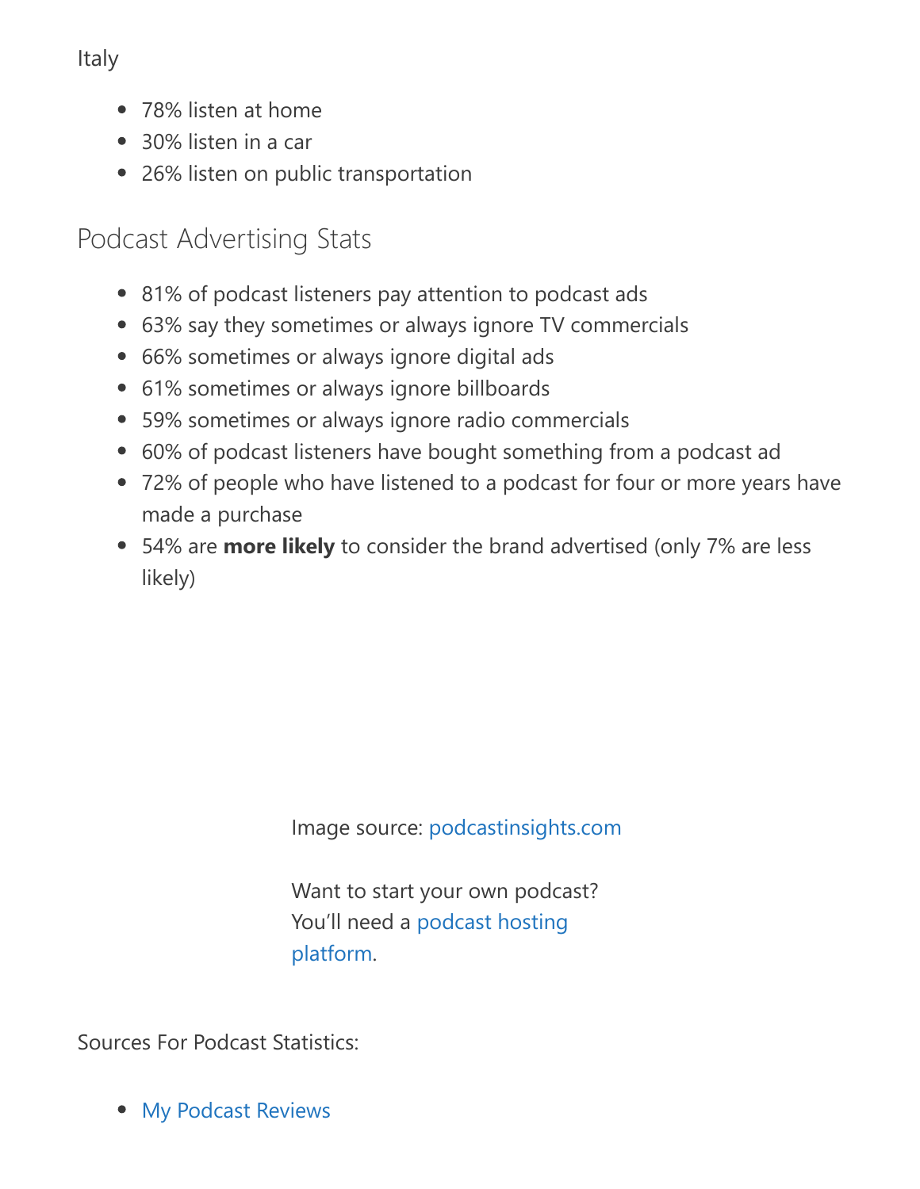Italy

- 78% listen at home
- 30% listen in a car
- 26% listen on public transportation

## Podcast Advertising Stats

- 81% of podcast listeners pay attention to podcast ads
- 63% say they sometimes or always ignore TV commercials
- 66% sometimes or always ignore digital ads
- 61% sometimes or always ignore billboards
- 59% sometimes or always ignore radio commercials
- 60% of podcast listeners have bought something from a podcast ad
- 72% of people who have listened to a podcast for four or more years have made a purchase
- 54% are **more likely** to consider the brand advertised (only 7% are less likely)

Image source: podcastinsights.com

Want to start your own podcast? You'll need a podcast hosting platform.

Sources For Podcast Statistics:

- My Podcast Reviews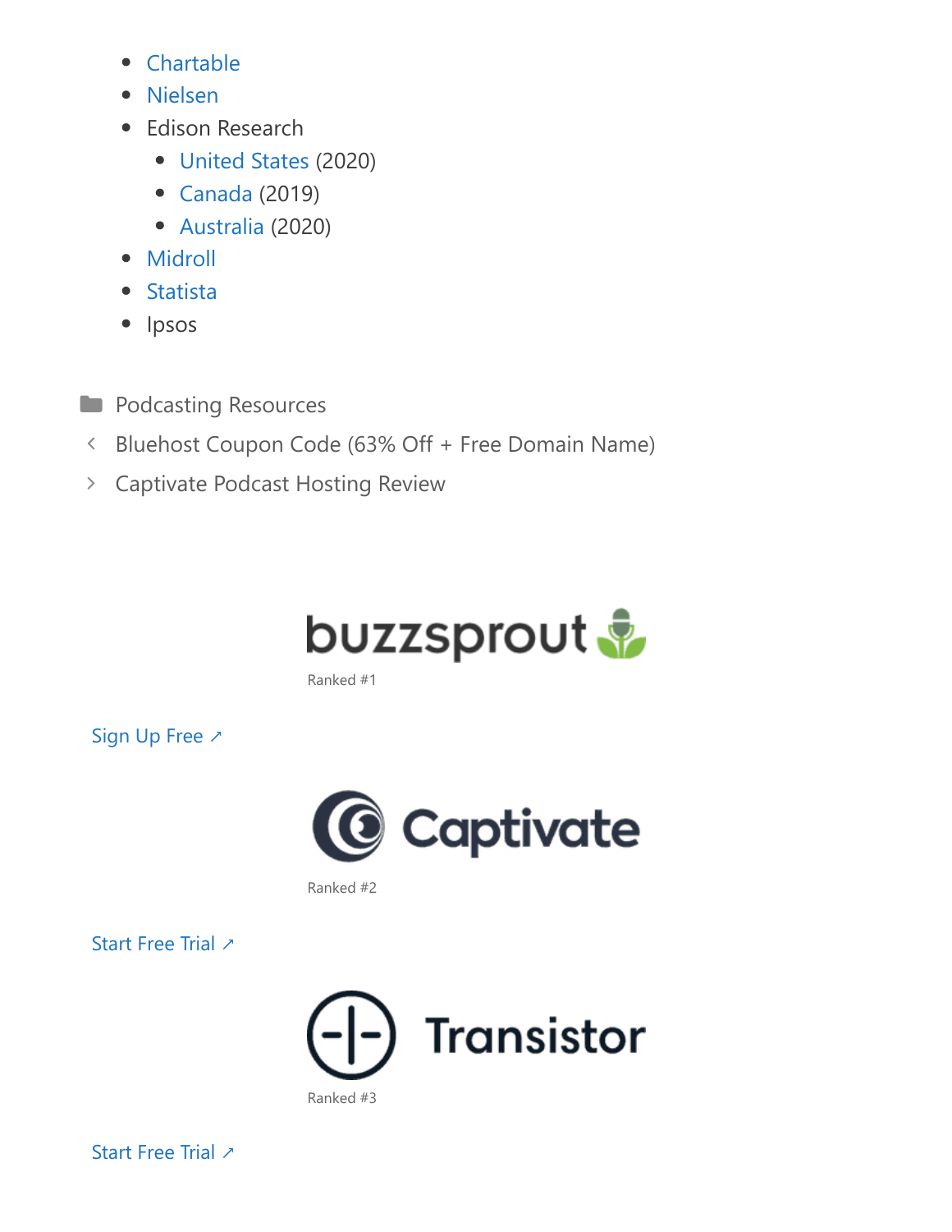- Chartable
- Nielsen
- Edison Research
  - United States (2020)
  - Canada (2019)
  - Australia (2020)
- Midroll
- Statista
- Ipsos

Podcasting Resources

< Bluehost Coupon Code (63% Off + Free Domain Name)

> Captivate Podcast Hosting Review

buzzsprout

Ranked #1

Sign Up Free ↗

Captivate

Ranked #2

Start Free Trial ↗

Transistor

Ranked #3

Start Free Trial ↗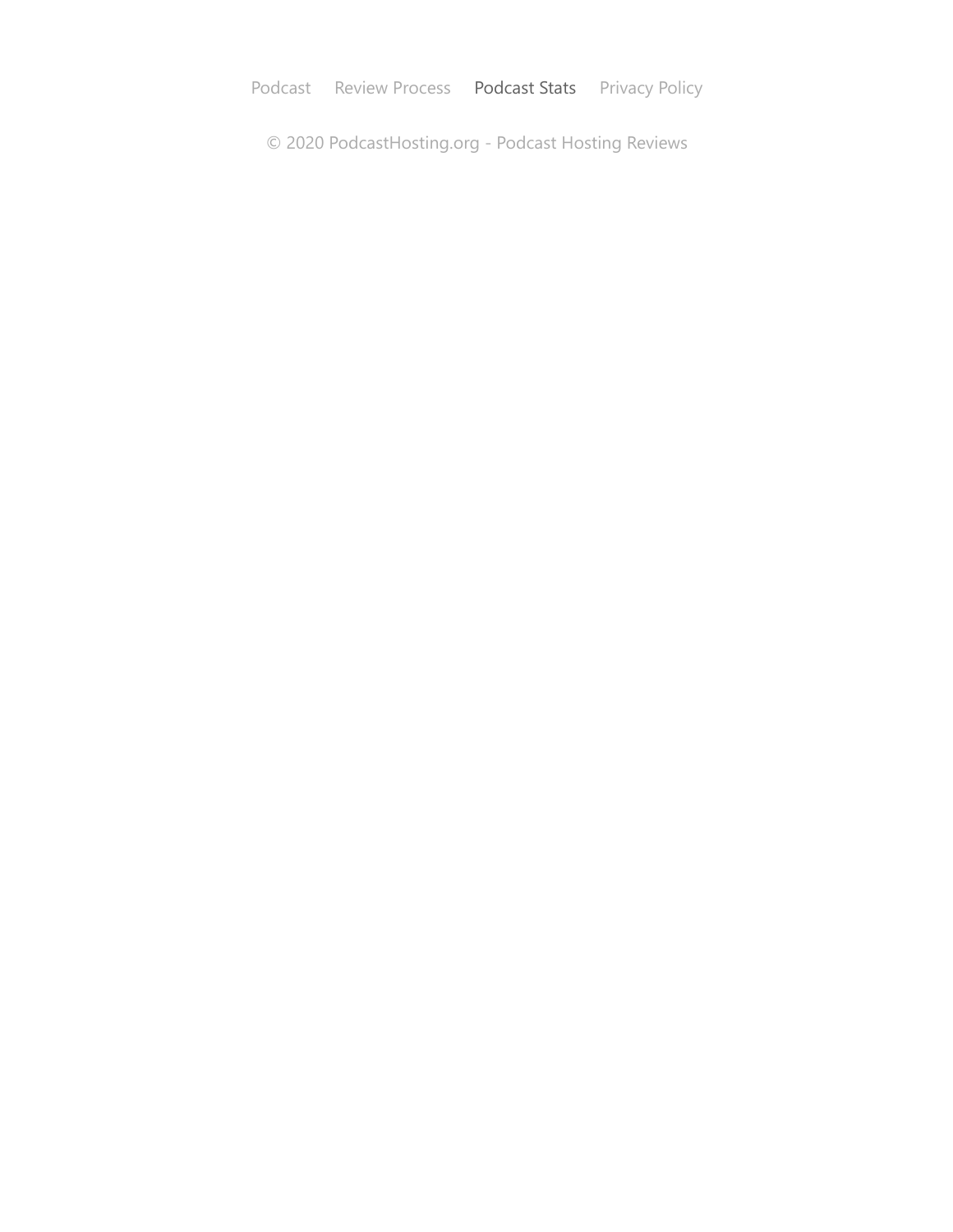Podcast Review Process Podcast Stats Privacy Policy

© 2020 PodcastHosting.org - Podcast Hosting Reviews